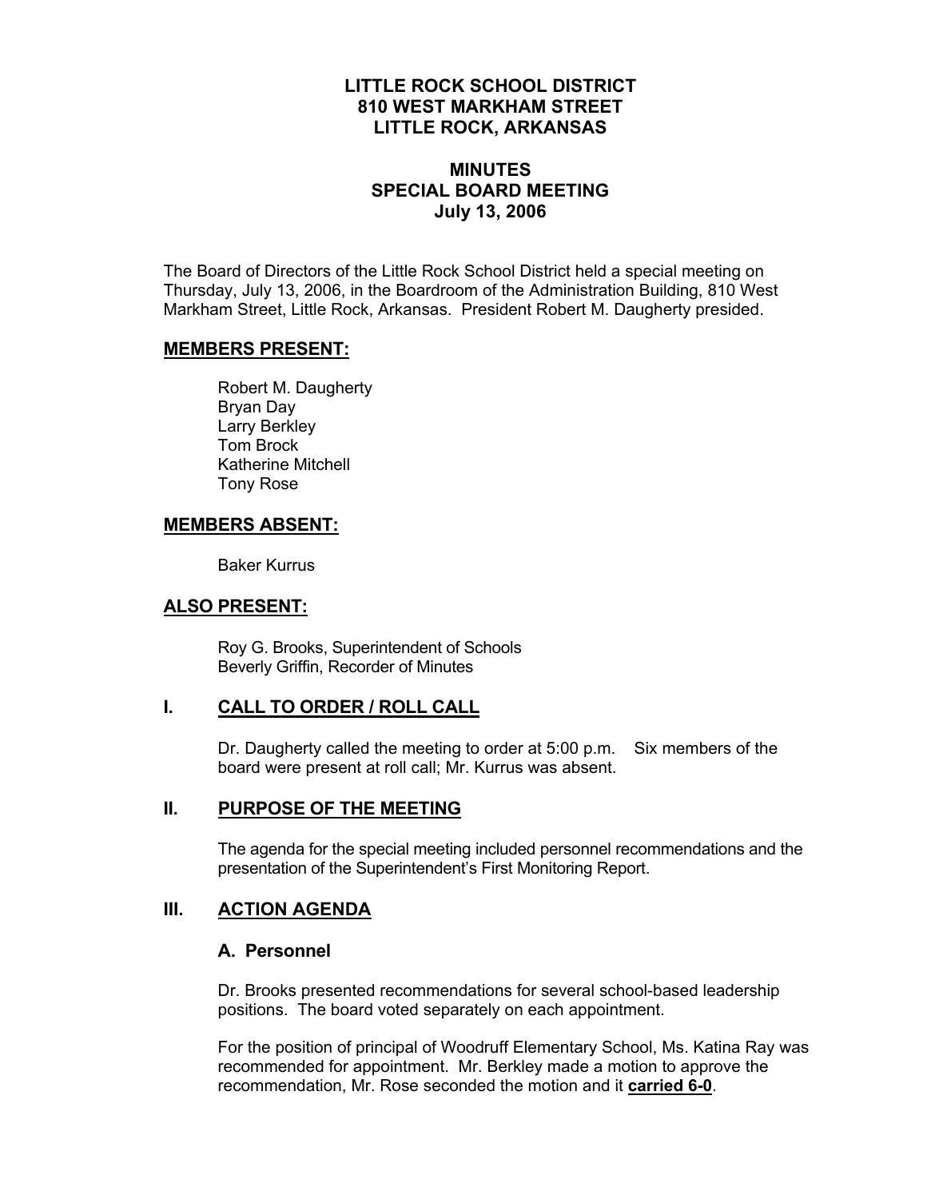**LITTLE ROCK SCHOOL DISTRICT**
**810 WEST MARKHAM STREET**
**LITTLE ROCK, ARKANSAS**

**MINUTES**
**SPECIAL BOARD MEETING**
**July 13, 2006**

The Board of Directors of the Little Rock School District held a special meeting on Thursday, July 13, 2006, in the Boardroom of the Administration Building, 810 West Markham Street, Little Rock, Arkansas. President Robert M. Daugherty presided.

## MEMBERS PRESENT:

Robert M. Daugherty
Bryan Day
Larry Berkley
Tom Brock
Katherine Mitchell
Tony Rose

## MEMBERS ABSENT:

Baker Kurrus

## ALSO PRESENT:

Roy G. Brooks, Superintendent of Schools
Beverly Griffin, Recorder of Minutes

## I. CALL TO ORDER / ROLL CALL

Dr. Daugherty called the meeting to order at 5:00 p.m. Six members of the board were present at roll call; Mr. Kurrus was absent.

## II. PURPOSE OF THE MEETING

The agenda for the special meeting included personnel recommendations and the presentation of the Superintendent's First Monitoring Report.

## III. ACTION AGENDA

### A. Personnel

Dr. Brooks presented recommendations for several school-based leadership positions. The board voted separately on each appointment.

For the position of principal of Woodruff Elementary School, Ms. Katina Ray was recommended for appointment. Mr. Berkley made a motion to approve the recommendation, Mr. Rose seconded the motion and it **carried 6-0**.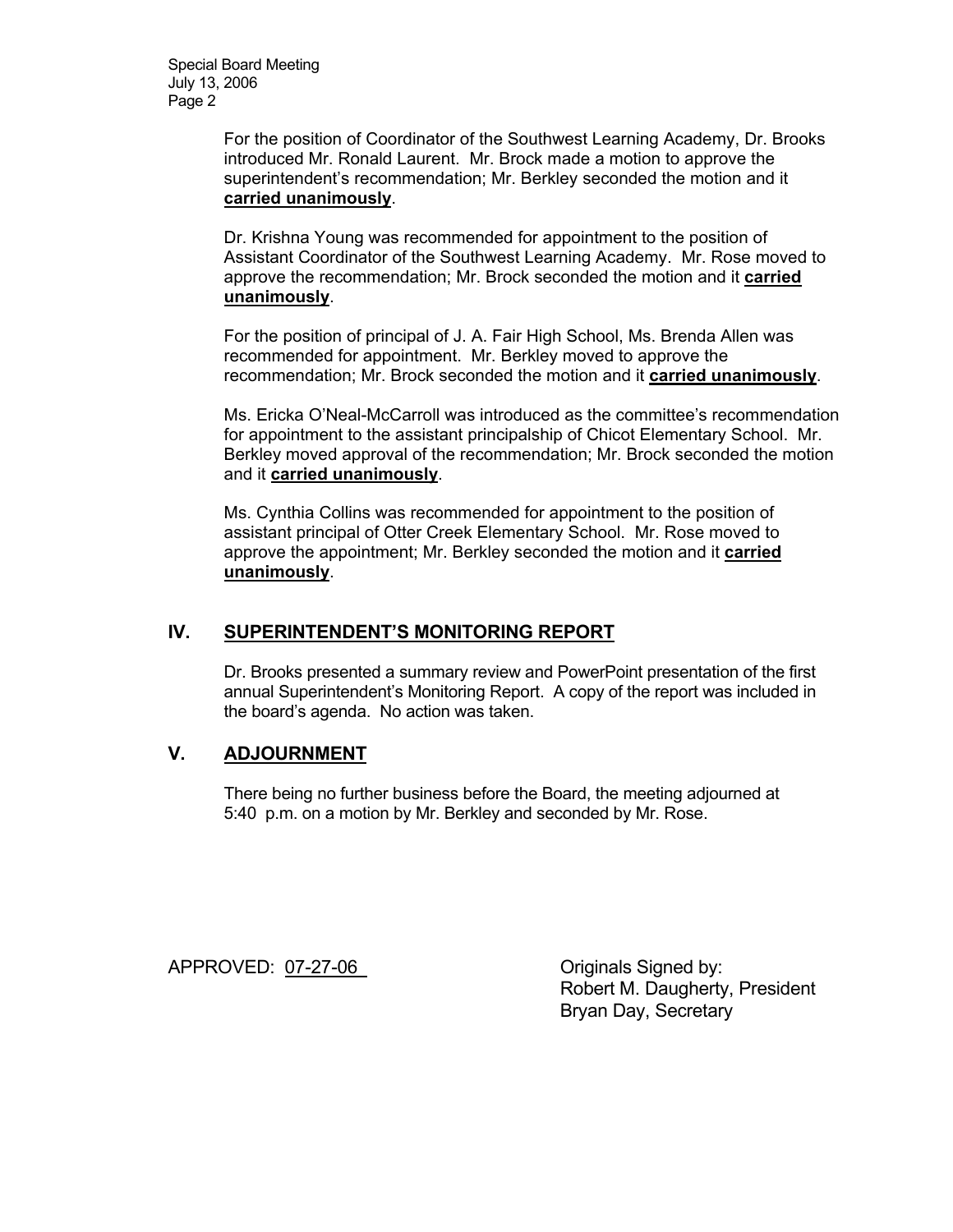For the position of Coordinator of the Southwest Learning Academy, Dr. Brooks introduced Mr. Ronald Laurent. Mr. Brock made a motion to approve the superintendent's recommendation; Mr. Berkley seconded the motion and it **carried unanimously**.

Dr. Krishna Young was recommended for appointment to the position of Assistant Coordinator of the Southwest Learning Academy. Mr. Rose moved to approve the recommendation; Mr. Brock seconded the motion and it **carried unanimously**.

For the position of principal of J. A. Fair High School, Ms. Brenda Allen was recommended for appointment. Mr. Berkley moved to approve the recommendation; Mr. Brock seconded the motion and it **carried unanimously**.

Ms. Ericka O'Neal-McCarroll was introduced as the committee's recommendation for appointment to the assistant principalship of Chicot Elementary School. Mr. Berkley moved approval of the recommendation; Mr. Brock seconded the motion and it **carried unanimously**.

Ms. Cynthia Collins was recommended for appointment to the position of assistant principal of Otter Creek Elementary School. Mr. Rose moved to approve the appointment; Mr. Berkley seconded the motion and it **carried unanimously**.

## IV. SUPERINTENDENT'S MONITORING REPORT

Dr. Brooks presented a summary review and PowerPoint presentation of the first annual Superintendent's Monitoring Report. A copy of the report was included in the board's agenda. No action was taken.

## V. ADJOURNMENT

There being no further business before the Board, the meeting adjourned at 5:40 p.m. on a motion by Mr. Berkley and seconded by Mr. Rose.

APPROVED: 07-27-06

Originals Signed by:
Robert M. Daugherty, President
Bryan Day, Secretary